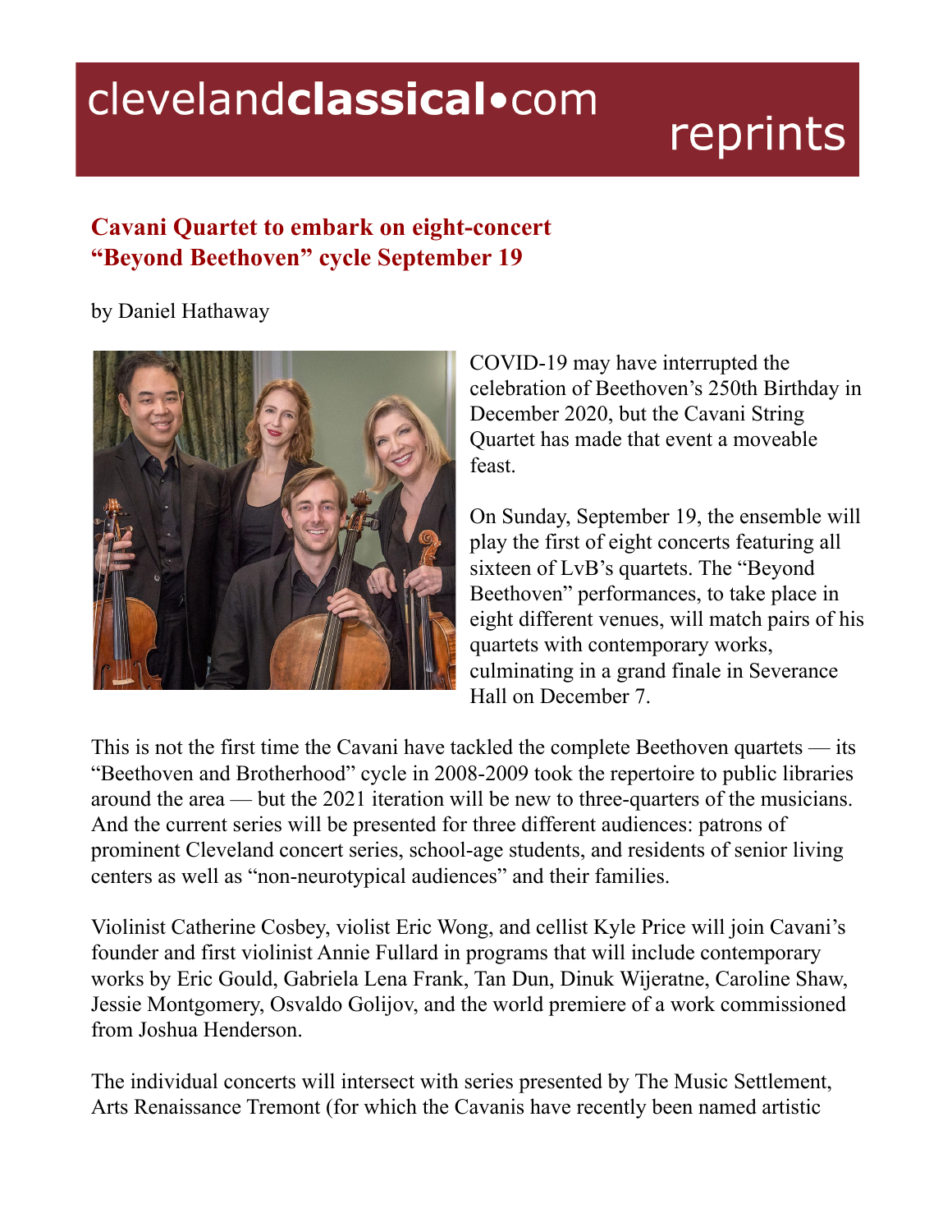clevelandclassical•com reprints

## Cavani Quartet to embark on eight-concert "Beyond Beethoven" cycle September 19

by Daniel Hathaway

COVID-19 may have interrupted the celebration of Beethoven's 250th Birthday in December 2020, but the Cavani String Quartet has made that event a moveable feast.

On Sunday, September 19, the ensemble will play the first of eight concerts featuring all sixteen of LvB's quartets. The "Beyond Beethoven" performances, to take place in eight different venues, will match pairs of his quartets with contemporary works, culminating in a grand finale in Severance Hall on December 7.

This is not the first time the Cavani have tackled the complete Beethoven quartets — its "Beethoven and Brotherhood" cycle in 2008-2009 took the repertoire to public libraries around the area — but the 2021 iteration will be new to three-quarters of the musicians. And the current series will be presented for three different audiences: patrons of prominent Cleveland concert series, school-age students, and residents of senior living centers as well as "non-neurotypical audiences" and their families.

Violinist Catherine Cosbey, violist Eric Wong, and cellist Kyle Price will join Cavani's founder and first violinist Annie Fullard in programs that will include contemporary works by Eric Gould, Gabriela Lena Frank, Tan Dun, Dinuk Wijeratne, Caroline Shaw, Jessie Montgomery, Osvaldo Golijov, and the world premiere of a work commissioned from Joshua Henderson.

The individual concerts will intersect with series presented by The Music Settlement, Arts Renaissance Tremont (for which the Cavanis have recently been named artistic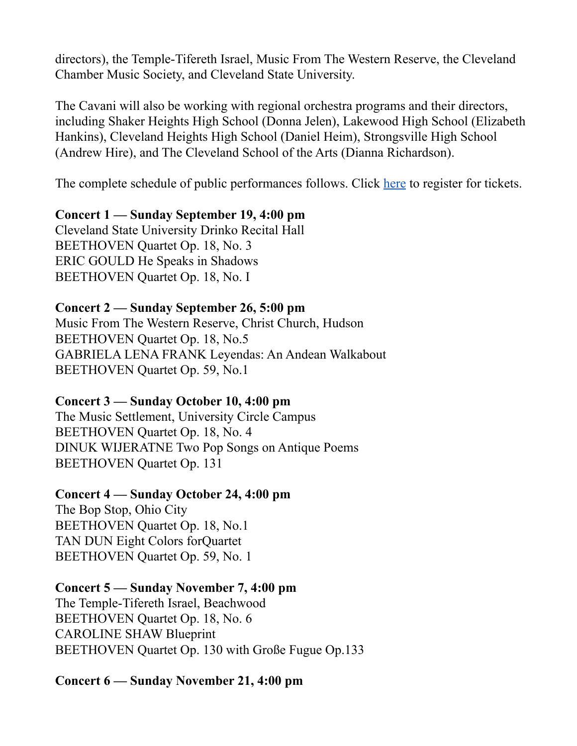directors), the Temple-Tifereth Israel, Music From The Western Reserve, the Cleveland Chamber Music Society, and Cleveland State University.

The Cavani will also be working with regional orchestra programs and their directors, including Shaker Heights High School (Donna Jelen), Lakewood High School (Elizabeth Hankins), Cleveland Heights High School (Daniel Heim), Strongsville High School (Andrew Hire), and The Cleveland School of the Arts (Dianna Richardson).

The complete schedule of public performances follows. Click [here]() to register for tickets.

**Concert 1 — Sunday September 19, 4:00 pm**
Cleveland State University Drinko Recital Hall
BEETHOVEN Quartet Op. 18, No. 3
ERIC GOULD He Speaks in Shadows
BEETHOVEN Quartet Op. 18, No. I

**Concert 2 — Sunday September 26, 5:00 pm**
Music From The Western Reserve, Christ Church, Hudson
BEETHOVEN Quartet Op. 18, No.5
GABRIELA LENA FRANK Leyendas: An Andean Walkabout
BEETHOVEN Quartet Op. 59, No.1

**Concert 3 — Sunday October 10, 4:00 pm**
The Music Settlement, University Circle Campus
BEETHOVEN Quartet Op. 18, No. 4
DINUK WIJERATNE Two Pop Songs on Antique Poems
BEETHOVEN Quartet Op. 131

**Concert 4 — Sunday October 24, 4:00 pm**
The Bop Stop, Ohio City
BEETHOVEN Quartet Op. 18, No.1
TAN DUN Eight Colors forQuartet
BEETHOVEN Quartet Op. 59, No. 1

**Concert 5 — Sunday November 7, 4:00 pm**
The Temple-Tifereth Israel, Beachwood
BEETHOVEN Quartet Op. 18, No. 6
CAROLINE SHAW Blueprint
BEETHOVEN Quartet Op. 130 with Große Fugue Op.133

**Concert 6 — Sunday November 21, 4:00 pm**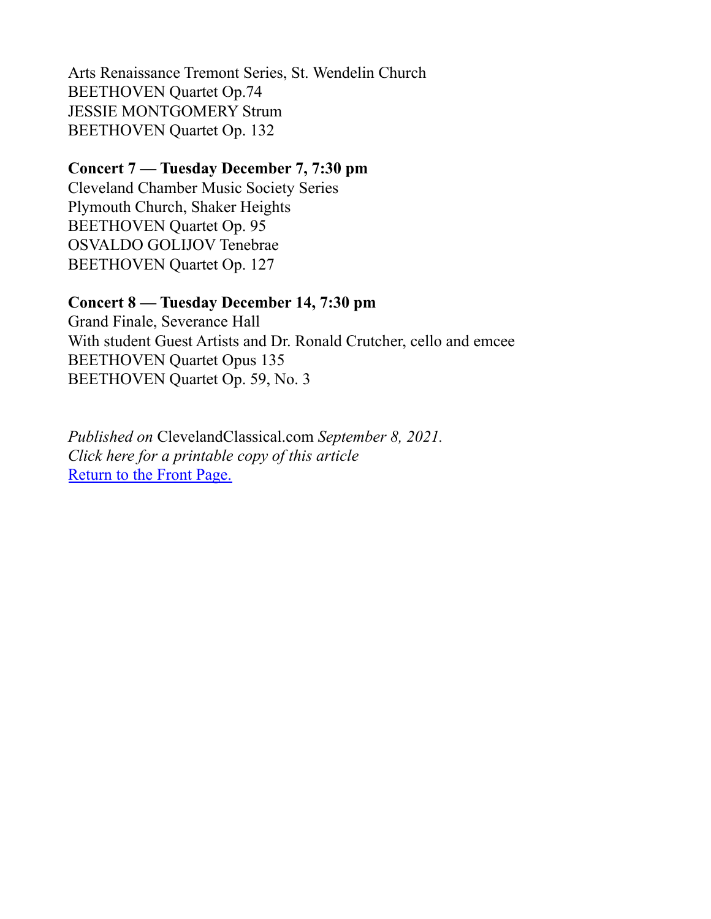Arts Renaissance Tremont Series, St. Wendelin Church
BEETHOVEN Quartet Op.74
JESSIE MONTGOMERY Strum
BEETHOVEN Quartet Op. 132

**Concert 7 — Tuesday December 7, 7:30 pm**
Cleveland Chamber Music Society Series
Plymouth Church, Shaker Heights
BEETHOVEN Quartet Op. 95
OSVALDO GOLIJOV Tenebrae
BEETHOVEN Quartet Op. 127

**Concert 8 — Tuesday December 14, 7:30 pm**
Grand Finale, Severance Hall
With student Guest Artists and Dr. Ronald Crutcher, cello and emcee
BEETHOVEN Quartet Opus 135
BEETHOVEN Quartet Op. 59, No. 3

*Published on* ClevelandClassical.com *September 8, 2021.*
*Click here for a printable copy of this article*
[Return to the Front Page.]()